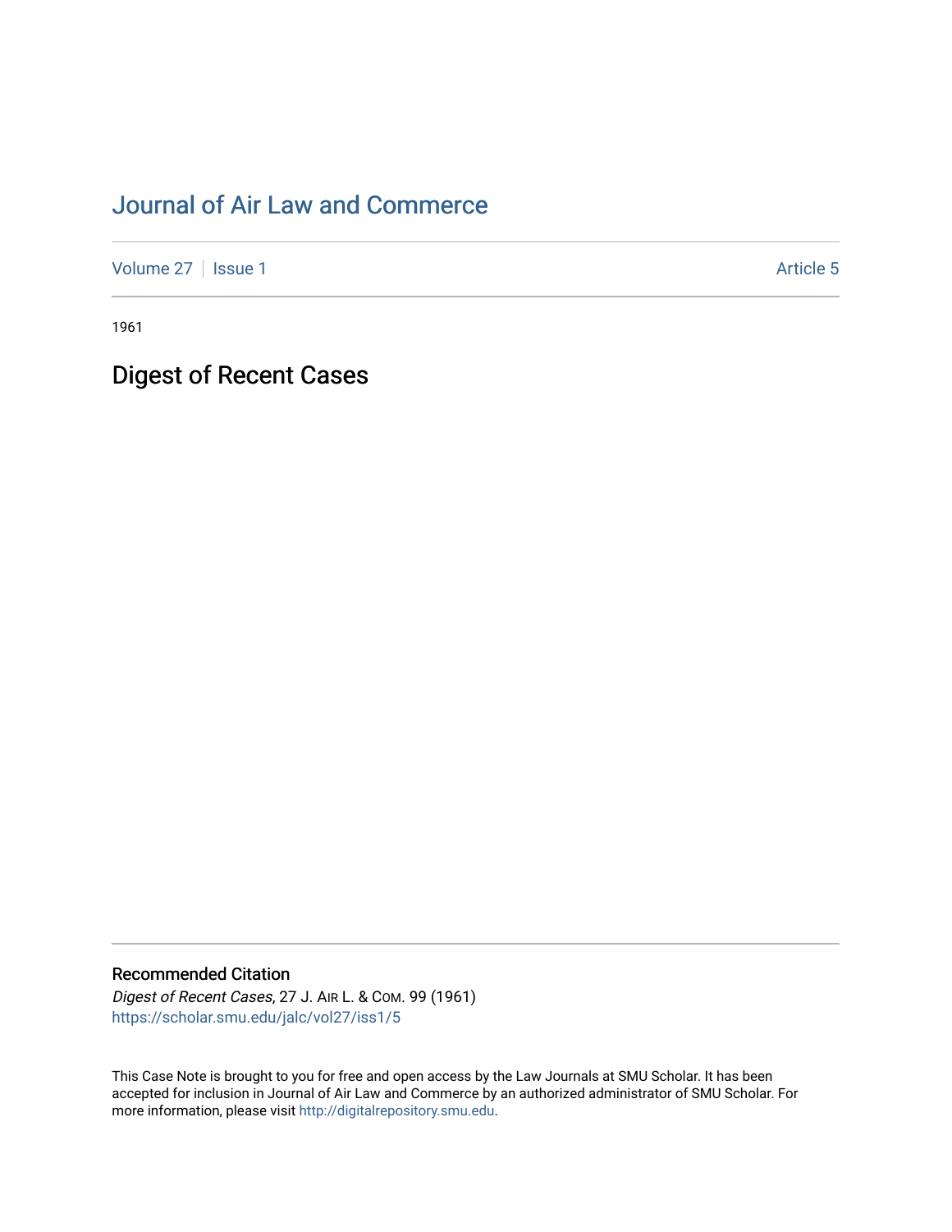# Journal of Air Law and Commerce

Volume 27 | Issue 1 | Article 5

1961

## Digest of Recent Cases

### Recommended Citation

*Digest of Recent Cases*, 27 J. Air L. & Com. 99 (1961)
https://scholar.smu.edu/jalc/vol27/iss1/5

This Case Note is brought to you for free and open access by the Law Journals at SMU Scholar. It has been accepted for inclusion in Journal of Air Law and Commerce by an authorized administrator of SMU Scholar. For more information, please visit http://digitalrepository.smu.edu.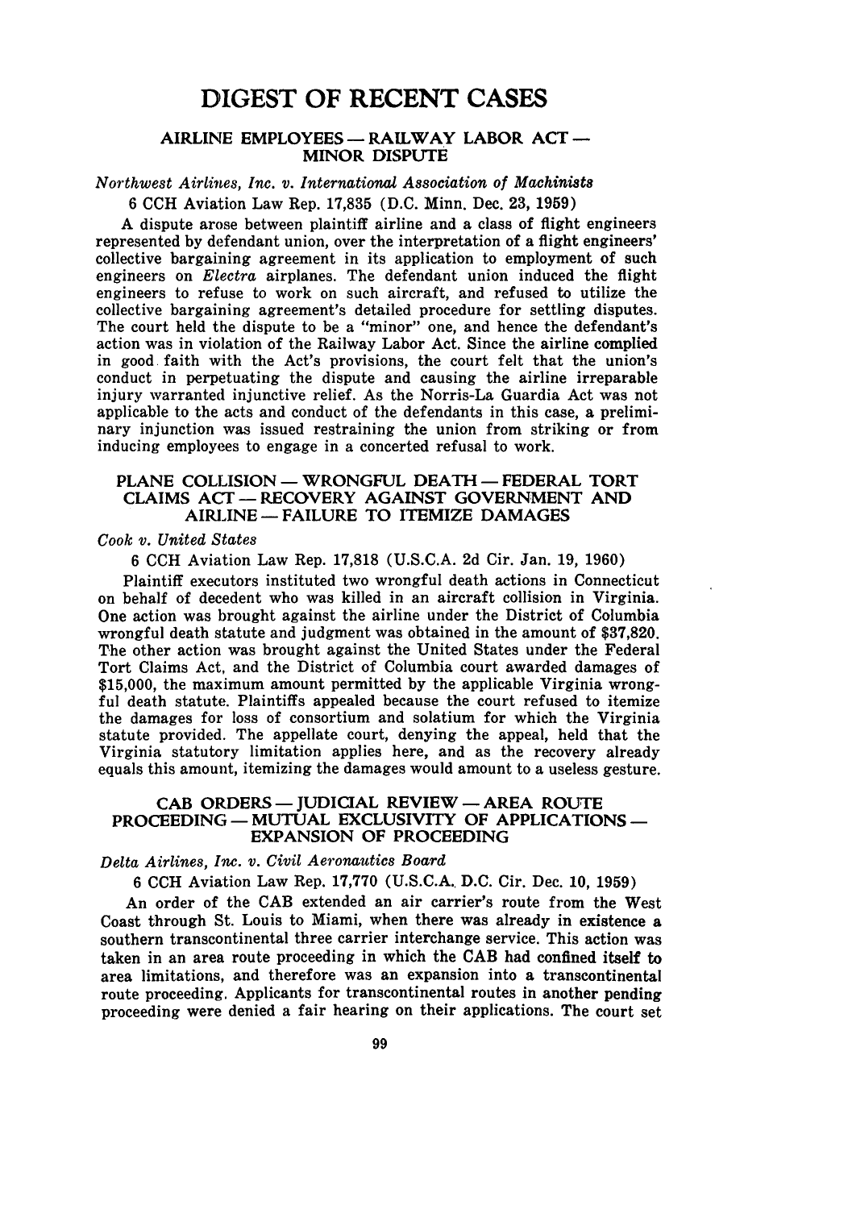# DIGEST OF RECENT CASES

## AIRLINE EMPLOYEES — RAILWAY LABOR ACT — MINOR DISPUTE

*Northwest Airlines, Inc. v. International Association of Machinists*

6 CCH Aviation Law Rep. 17,835 (D.C. Minn. Dec. 23, 1959)

A dispute arose between plaintiff airline and a class of flight engineers represented by defendant union, over the interpretation of a flight engineers' collective bargaining agreement in its application to employment of such engineers on *Electra* airplanes. The defendant union induced the flight engineers to refuse to work on such aircraft, and refused to utilize the collective bargaining agreement's detailed procedure for settling disputes. The court held the dispute to be a "minor" one, and hence the defendant's action was in violation of the Railway Labor Act. Since the airline complied in good faith with the Act's provisions, the court felt that the union's conduct in perpetuating the dispute and causing the airline irreparable injury warranted injunctive relief. As the Norris-La Guardia Act was not applicable to the acts and conduct of the defendants in this case, a preliminary injunction was issued restraining the union from striking or from inducing employees to engage in a concerted refusal to work.

## PLANE COLLISION — WRONGFUL DEATH — FEDERAL TORT CLAIMS ACT — RECOVERY AGAINST GOVERNMENT AND AIRLINE — FAILURE TO ITEMIZE DAMAGES

*Cook v. United States*

6 CCH Aviation Law Rep. 17,818 (U.S.C.A. 2d Cir. Jan. 19, 1960)

Plaintiff executors instituted two wrongful death actions in Connecticut on behalf of decedent who was killed in an aircraft collision in Virginia. One action was brought against the airline under the District of Columbia wrongful death statute and judgment was obtained in the amount of $37,820. The other action was brought against the United States under the Federal Tort Claims Act, and the District of Columbia court awarded damages of $15,000, the maximum amount permitted by the applicable Virginia wrongful death statute. Plaintiffs appealed because the court refused to itemize the damages for loss of consortium and solatium for which the Virginia statute provided. The appellate court, denying the appeal, held that the Virginia statutory limitation applies here, and as the recovery already equals this amount, itemizing the damages would amount to a useless gesture.

## CAB ORDERS — JUDICIAL REVIEW — AREA ROUTE PROCEEDING — MUTUAL EXCLUSIVITY OF APPLICATIONS — EXPANSION OF PROCEEDING

*Delta Airlines, Inc. v. Civil Aeronautics Board*

6 CCH Aviation Law Rep. 17,770 (U.S.C.A. D.C. Cir. Dec. 10, 1959)

An order of the CAB extended an air carrier's route from the West Coast through St. Louis to Miami, when there was already in existence a southern transcontinental three carrier interchange service. This action was taken in an area route proceeding in which the CAB had confined itself to area limitations, and therefore was an expansion into a transcontinental route proceeding. Applicants for transcontinental routes in another pending proceeding were denied a fair hearing on their applications. The court set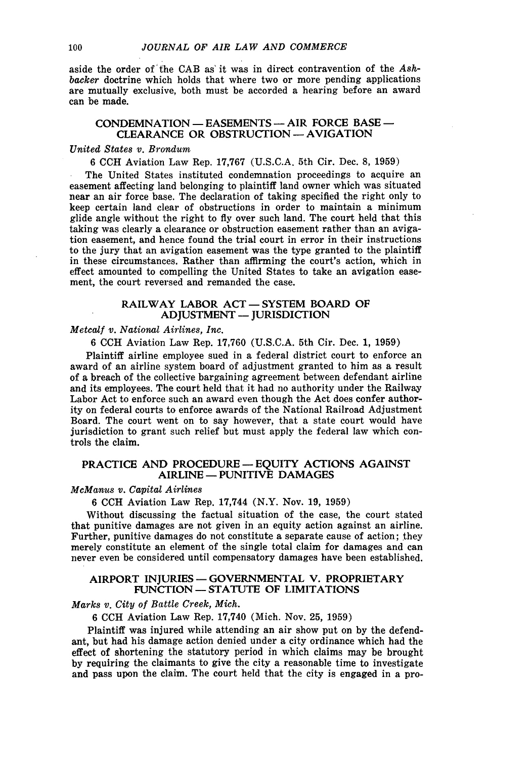aside the order of the CAB as it was in direct contravention of the *Ashbacker* doctrine which holds that where two or more pending applications are mutually exclusive, both must be accorded a hearing before an award can be made.

## CONDEMNATION — EASEMENTS — AIR FORCE BASE — CLEARANCE OR OBSTRUCTION — AVIGATION

*United States v. Brondum*

6 CCH Aviation Law Rep. 17,767 (U.S.C.A. 5th Cir. Dec. 8, 1959)

The United States instituted condemnation proceedings to acquire an easement affecting land belonging to plaintiff land owner which was situated near an air force base. The declaration of taking specified the right only to keep certain land clear of obstructions in order to maintain a minimum glide angle without the right to fly over such land. The court held that this taking was clearly a clearance or obstruction easement rather than an avigation easement, and hence found the trial court in error in their instructions to the jury that an avigation easement was the type granted to the plaintiff in these circumstances. Rather than affirming the court's action, which in effect amounted to compelling the United States to take an avigation easement, the court reversed and remanded the case.

## RAILWAY LABOR ACT — SYSTEM BOARD OF ADJUSTMENT — JURISDICTION

*Metcalf v. National Airlines, Inc.*

6 CCH Aviation Law Rep. 17,760 (U.S.C.A. 5th Cir. Dec. 1, 1959)

Plaintiff airline employee sued in a federal district court to enforce an award of an airline system board of adjustment granted to him as a result of a breach of the collective bargaining agreement between defendant airline and its employees. The court held that it had no authority under the Railway Labor Act to enforce such an award even though the Act does confer authority on federal courts to enforce awards of the National Railroad Adjustment Board. The court went on to say however, that a state court would have jurisdiction to grant such relief but must apply the federal law which controls the claim.

## PRACTICE AND PROCEDURE — EQUITY ACTIONS AGAINST AIRLINE — PUNITIVE DAMAGES

*McManus v. Capital Airlines*

6 CCH Aviation Law Rep. 17,744 (N.Y. Nov. 19, 1959)

Without discussing the factual situation of the case, the court stated that punitive damages are not given in an equity action against an airline. Further, punitive damages do not constitute a separate cause of action; they merely constitute an element of the single total claim for damages and can never even be considered until compensatory damages have been established.

## AIRPORT INJURIES — GOVERNMENTAL V. PROPRIETARY FUNCTION — STATUTE OF LIMITATIONS

*Marks v. City of Battle Creek, Mich.*

6 CCH Aviation Law Rep. 17,740 (Mich. Nov. 25, 1959)

Plaintiff was injured while attending an air show put on by the defendant, but had his damage action denied under a city ordinance which had the effect of shortening the statutory period in which claims may be brought by requiring the claimants to give the city a reasonable time to investigate and pass upon the claim. The court held that the city is engaged in a pro-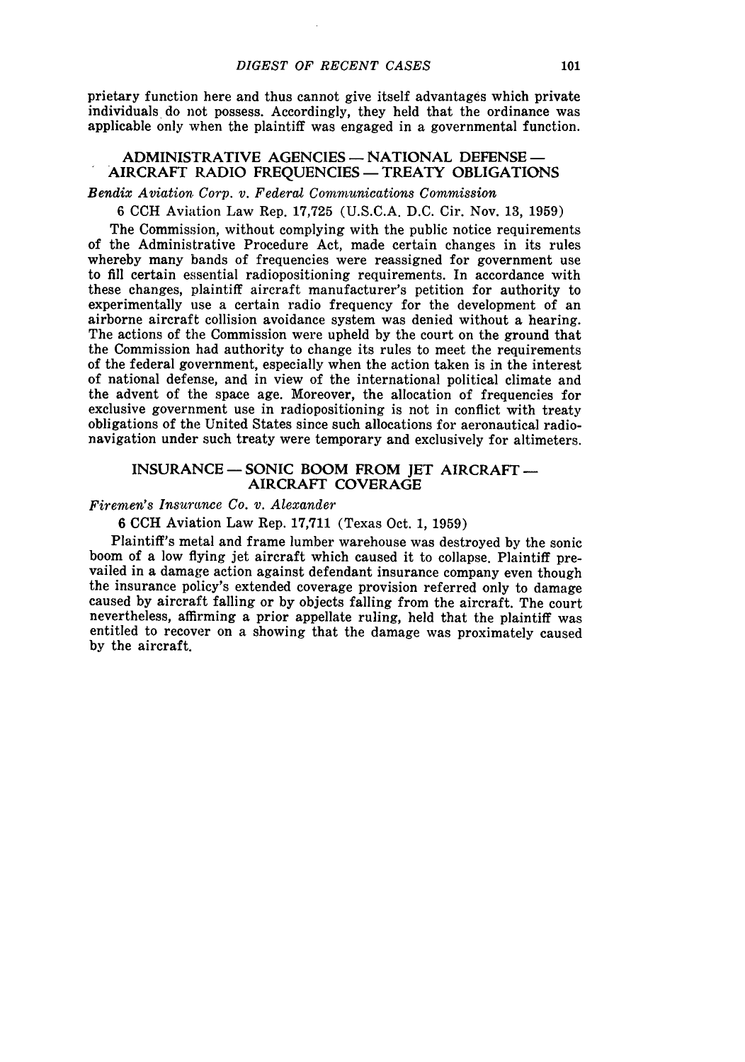prietary function here and thus cannot give itself advantages which private individuals do not possess. Accordingly, they held that the ordinance was applicable only when the plaintiff was engaged in a governmental function.

## ADMINISTRATIVE AGENCIES — NATIONAL DEFENSE — AIRCRAFT RADIO FREQUENCIES — TREATY OBLIGATIONS

*Bendix Aviation Corp. v. Federal Communications Commission*

6 CCH Aviation Law Rep. 17,725 (U.S.C.A. D.C. Cir. Nov. 13, 1959)

The Commission, without complying with the public notice requirements of the Administrative Procedure Act, made certain changes in its rules whereby many bands of frequencies were reassigned for government use to fill certain essential radiopositioning requirements. In accordance with these changes, plaintiff aircraft manufacturer's petition for authority to experimentally use a certain radio frequency for the development of an airborne aircraft collision avoidance system was denied without a hearing. The actions of the Commission were upheld by the court on the ground that the Commission had authority to change its rules to meet the requirements of the federal government, especially when the action taken is in the interest of national defense, and in view of the international political climate and the advent of the space age. Moreover, the allocation of frequencies for exclusive government use in radiopositioning is not in conflict with treaty obligations of the United States since such allocations for aeronautical radionavigation under such treaty were temporary and exclusively for altimeters.

## INSURANCE — SONIC BOOM FROM JET AIRCRAFT — AIRCRAFT COVERAGE

*Firemen's Insurance Co. v. Alexander*

6 CCH Aviation Law Rep. 17,711 (Texas Oct. 1, 1959)

Plaintiff's metal and frame lumber warehouse was destroyed by the sonic boom of a low flying jet aircraft which caused it to collapse. Plaintiff prevailed in a damage action against defendant insurance company even though the insurance policy's extended coverage provision referred only to damage caused by aircraft falling or by objects falling from the aircraft. The court nevertheless, affirming a prior appellate ruling, held that the plaintiff was entitled to recover on a showing that the damage was proximately caused by the aircraft.